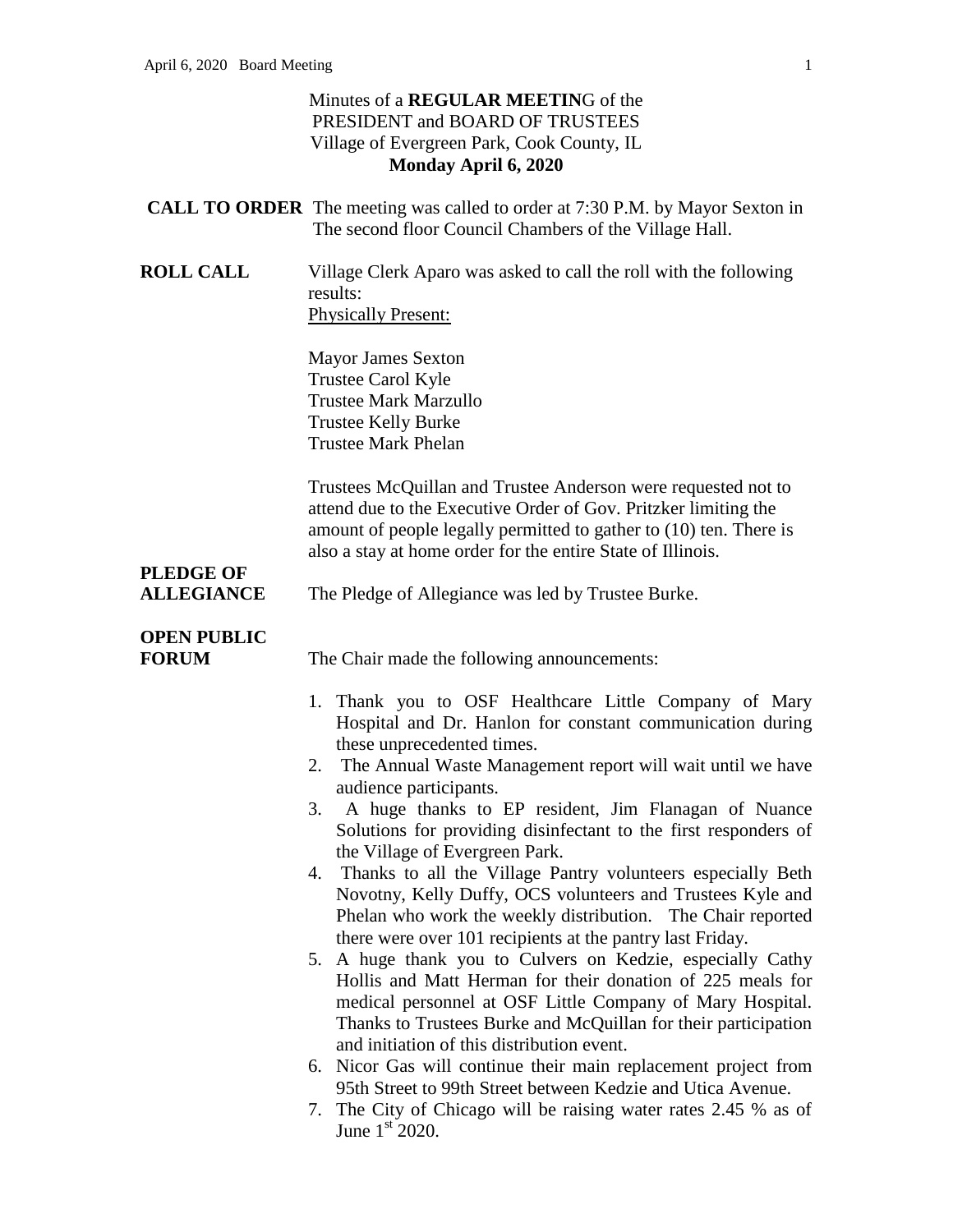Minutes of a **REGULAR MEETIN**G of the
PRESIDENT and BOARD OF TRUSTEES
Village of Evergreen Park, Cook County, IL
**Monday April 6, 2020**

**CALL TO ORDER** The meeting was called to order at 7:30 P.M. by Mayor Sexton in The second floor Council Chambers of the Village Hall.

**ROLL CALL** Village Clerk Aparo was asked to call the roll with the following results:

Physically Present:

Mayor James Sexton
Trustee Carol Kyle
Trustee Mark Marzullo
Trustee Kelly Burke
Trustee Mark Phelan

Trustees McQuillan and Trustee Anderson were requested not to attend due to the Executive Order of Gov. Pritzker limiting the amount of people legally permitted to gather to (10) ten. There is also a stay at home order for the entire State of Illinois.

**PLEDGE OF ALLEGIANCE** The Pledge of Allegiance was led by Trustee Burke.

**OPEN PUBLIC FORUM** The Chair made the following announcements:

1. Thank you to OSF Healthcare Little Company of Mary Hospital and Dr. Hanlon for constant communication during these unprecedented times.
2. The Annual Waste Management report will wait until we have audience participants.
3. A huge thanks to EP resident, Jim Flanagan of Nuance Solutions for providing disinfectant to the first responders of the Village of Evergreen Park.
4. Thanks to all the Village Pantry volunteers especially Beth Novotny, Kelly Duffy, OCS volunteers and Trustees Kyle and Phelan who work the weekly distribution. The Chair reported there were over 101 recipients at the pantry last Friday.
5. A huge thank you to Culvers on Kedzie, especially Cathy Hollis and Matt Herman for their donation of 225 meals for medical personnel at OSF Little Company of Mary Hospital. Thanks to Trustees Burke and McQuillan for their participation and initiation of this distribution event.
6. Nicor Gas will continue their main replacement project from 95th Street to 99th Street between Kedzie and Utica Avenue.
7. The City of Chicago will be raising water rates 2.45 % as of June 1st 2020.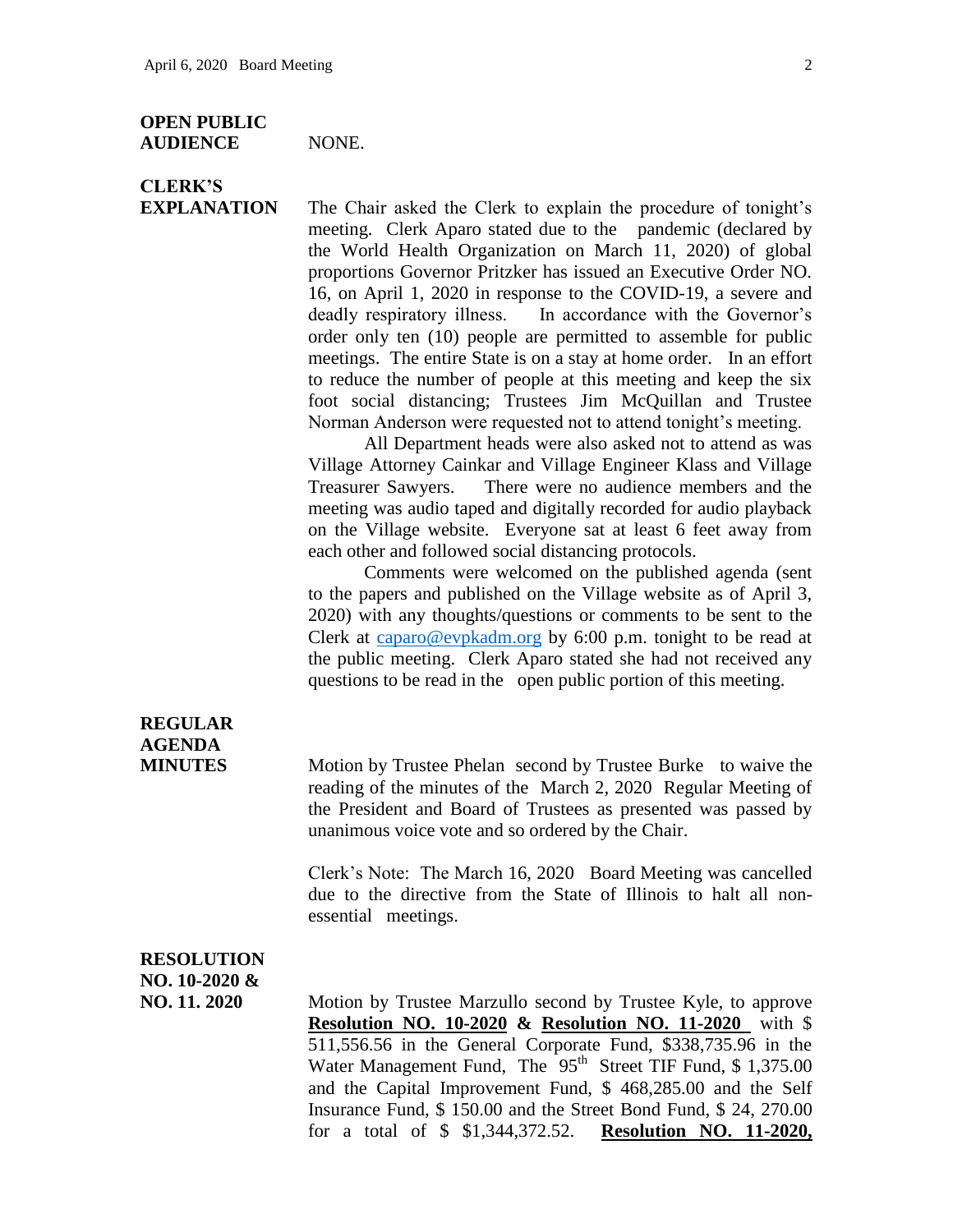**OPEN PUBLIC AUDIENCE** NONE.

**CLERK'S EXPLANATION** The Chair asked the Clerk to explain the procedure of tonight's meeting. Clerk Aparo stated due to the pandemic (declared by the World Health Organization on March 11, 2020) of global proportions Governor Pritzker has issued an Executive Order NO. 16, on April 1, 2020 in response to the COVID-19, a severe and deadly respiratory illness. In accordance with the Governor's order only ten (10) people are permitted to assemble for public meetings. The entire State is on a stay at home order. In an effort to reduce the number of people at this meeting and keep the six foot social distancing; Trustees Jim McQuillan and Trustee Norman Anderson were requested not to attend tonight's meeting.

All Department heads were also asked not to attend as was Village Attorney Cainkar and Village Engineer Klass and Village Treasurer Sawyers. There were no audience members and the meeting was audio taped and digitally recorded for audio playback on the Village website. Everyone sat at least 6 feet away from each other and followed social distancing protocols.

Comments were welcomed on the published agenda (sent to the papers and published on the Village website as of April 3, 2020) with any thoughts/questions or comments to be sent to the Clerk at caparo@evpkadm.org by 6:00 p.m. tonight to be read at the public meeting. Clerk Aparo stated she had not received any questions to be read in the open public portion of this meeting.

**REGULAR AGENDA MINUTES** Motion by Trustee Phelan second by Trustee Burke to waive the reading of the minutes of the March 2, 2020 Regular Meeting of the President and Board of Trustees as presented was passed by unanimous voice vote and so ordered by the Chair.

Clerk's Note: The March 16, 2020 Board Meeting was cancelled due to the directive from the State of Illinois to halt all non-essential meetings.

**RESOLUTION NO. 10-2020 & NO. 11. 2020** Motion by Trustee Marzullo second by Trustee Kyle, to approve **Resolution NO. 10-2020 & Resolution NO. 11-2020** with $ 511,556.56 in the General Corporate Fund, $338,735.96 in the Water Management Fund, The 95th Street TIF Fund, $ 1,375.00 and the Capital Improvement Fund, $ 468,285.00 and the Self Insurance Fund, $ 150.00 and the Street Bond Fund, $ 24, 270.00 for a total of $ $1,344,372.52. **Resolution NO. 11-2020,**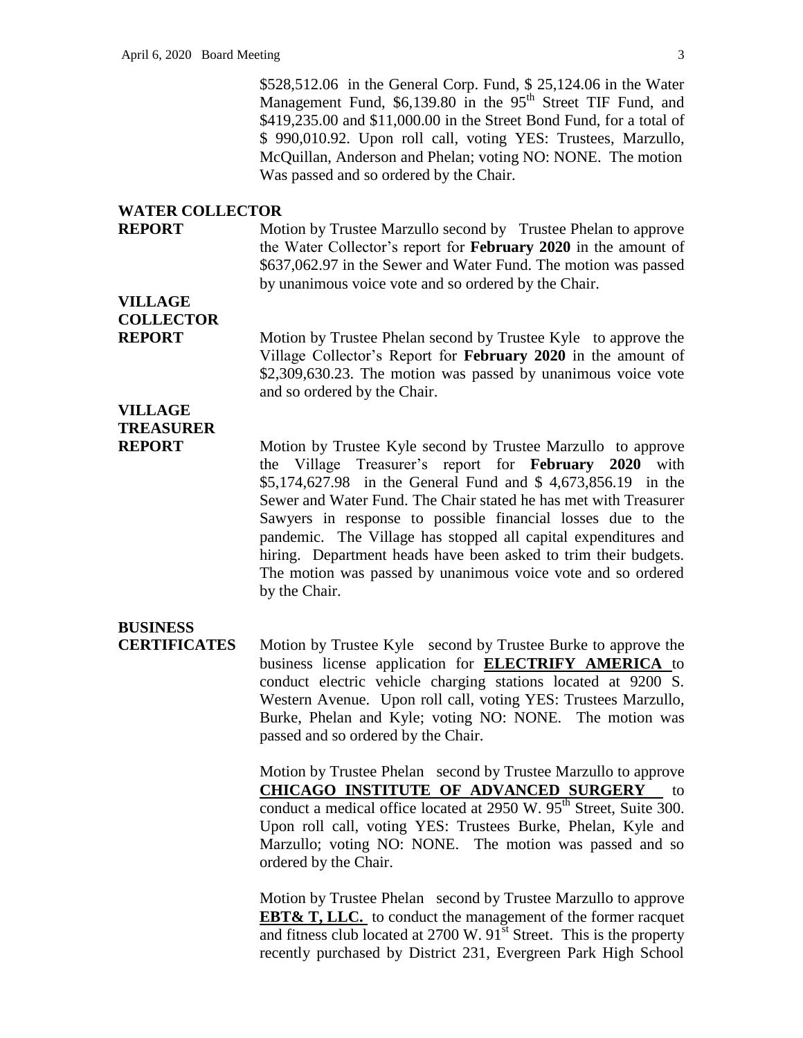$528,512.06 in the General Corp. Fund, $ 25,124.06 in the Water Management Fund, $6,139.80 in the 95th Street TIF Fund, and $419,235.00 and $11,000.00 in the Street Bond Fund, for a total of $ 990,010.92. Upon roll call, voting YES: Trustees, Marzullo, McQuillan, Anderson and Phelan; voting NO: NONE. The motion Was passed and so ordered by the Chair.

**WATER COLLECTOR REPORT**

Motion by Trustee Marzullo second by Trustee Phelan to approve the Water Collector's report for **February 2020** in the amount of $637,062.97 in the Sewer and Water Fund. The motion was passed by unanimous voice vote and so ordered by the Chair.

**VILLAGE COLLECTOR REPORT**

Motion by Trustee Phelan second by Trustee Kyle to approve the Village Collector's Report for **February 2020** in the amount of $2,309,630.23. The motion was passed by unanimous voice vote and so ordered by the Chair.

**VILLAGE TREASURER REPORT**

Motion by Trustee Kyle second by Trustee Marzullo to approve the Village Treasurer's report for **February 2020** with $5,174,627.98 in the General Fund and $ 4,673,856.19 in the Sewer and Water Fund. The Chair stated he has met with Treasurer Sawyers in response to possible financial losses due to the pandemic. The Village has stopped all capital expenditures and hiring. Department heads have been asked to trim their budgets. The motion was passed by unanimous voice vote and so ordered by the Chair.

**BUSINESS CERTIFICATES**

Motion by Trustee Kyle second by Trustee Burke to approve the business license application for **ELECTRIFY AMERICA** to conduct electric vehicle charging stations located at 9200 S. Western Avenue. Upon roll call, voting YES: Trustees Marzullo, Burke, Phelan and Kyle; voting NO: NONE. The motion was passed and so ordered by the Chair.

Motion by Trustee Phelan second by Trustee Marzullo to approve **CHICAGO INSTITUTE OF ADVANCED SURGERY** to conduct a medical office located at 2950 W. 95th Street, Suite 300. Upon roll call, voting YES: Trustees Burke, Phelan, Kyle and Marzullo; voting NO: NONE. The motion was passed and so ordered by the Chair.

Motion by Trustee Phelan second by Trustee Marzullo to approve **EBT& T, LLC.** to conduct the management of the former racquet and fitness club located at 2700 W. 91st Street. This is the property recently purchased by District 231, Evergreen Park High School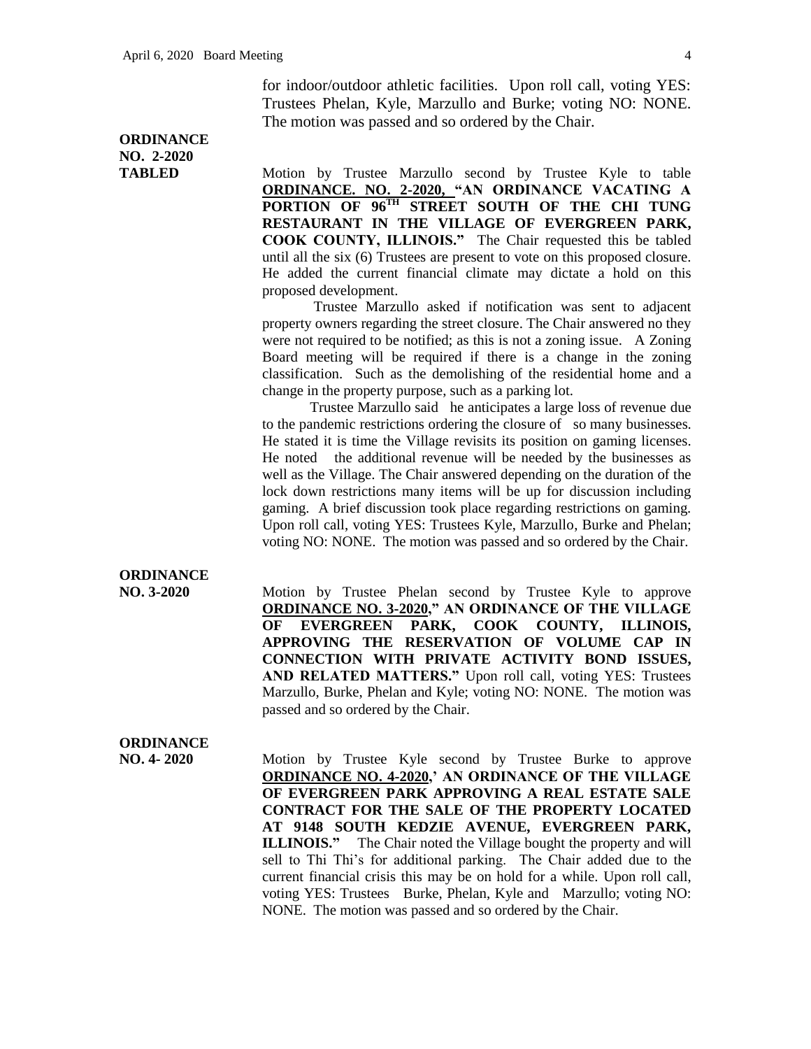for indoor/outdoor athletic facilities. Upon roll call, voting YES: Trustees Phelan, Kyle, Marzullo and Burke; voting NO: NONE. The motion was passed and so ordered by the Chair.

**ORDINANCE NO. 2-2020 TABLED**

Motion by Trustee Marzullo second by Trustee Kyle to table **ORDINANCE. NO. 2-2020, "AN ORDINANCE VACATING A PORTION OF 96TH STREET SOUTH OF THE CHI TUNG RESTAURANT IN THE VILLAGE OF EVERGREEN PARK, COOK COUNTY, ILLINOIS."** The Chair requested this be tabled until all the six (6) Trustees are present to vote on this proposed closure. He added the current financial climate may dictate a hold on this proposed development.

Trustee Marzullo asked if notification was sent to adjacent property owners regarding the street closure. The Chair answered no they were not required to be notified; as this is not a zoning issue. A Zoning Board meeting will be required if there is a change in the zoning classification. Such as the demolishing of the residential home and a change in the property purpose, such as a parking lot.

Trustee Marzullo said he anticipates a large loss of revenue due to the pandemic restrictions ordering the closure of so many businesses. He stated it is time the Village revisits its position on gaming licenses. He noted the additional revenue will be needed by the businesses as well as the Village. The Chair answered depending on the duration of the lock down restrictions many items will be up for discussion including gaming. A brief discussion took place regarding restrictions on gaming. Upon roll call, voting YES: Trustees Kyle, Marzullo, Burke and Phelan; voting NO: NONE. The motion was passed and so ordered by the Chair.

**ORDINANCE NO. 3-2020**

Motion by Trustee Phelan second by Trustee Kyle to approve **ORDINANCE NO. 3-2020," AN ORDINANCE OF THE VILLAGE OF EVERGREEN PARK, COOK COUNTY, ILLINOIS, APPROVING THE RESERVATION OF VOLUME CAP IN CONNECTION WITH PRIVATE ACTIVITY BOND ISSUES, AND RELATED MATTERS."** Upon roll call, voting YES: Trustees Marzullo, Burke, Phelan and Kyle; voting NO: NONE. The motion was passed and so ordered by the Chair.

**ORDINANCE NO. 4- 2020**

Motion by Trustee Kyle second by Trustee Burke to approve **ORDINANCE NO. 4-2020,' AN ORDINANCE OF THE VILLAGE OF EVERGREEN PARK APPROVING A REAL ESTATE SALE CONTRACT FOR THE SALE OF THE PROPERTY LOCATED AT 9148 SOUTH KEDZIE AVENUE, EVERGREEN PARK, ILLINOIS."** The Chair noted the Village bought the property and will sell to Thi Thi's for additional parking. The Chair added due to the current financial crisis this may be on hold for a while. Upon roll call, voting YES: Trustees Burke, Phelan, Kyle and Marzullo; voting NO: NONE. The motion was passed and so ordered by the Chair.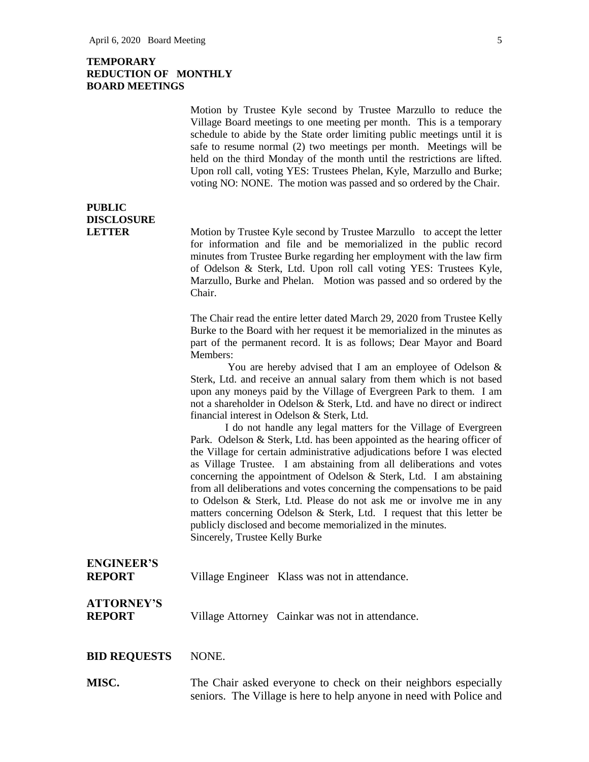**TEMPORARY REDUCTION OF MONTHLY BOARD MEETINGS**

Motion by Trustee Kyle second by Trustee Marzullo to reduce the Village Board meetings to one meeting per month. This is a temporary schedule to abide by the State order limiting public meetings until it is safe to resume normal (2) two meetings per month. Meetings will be held on the third Monday of the month until the restrictions are lifted. Upon roll call, voting YES: Trustees Phelan, Kyle, Marzullo and Burke; voting NO: NONE. The motion was passed and so ordered by the Chair.

**PUBLIC DISCLOSURE LETTER**

Motion by Trustee Kyle second by Trustee Marzullo to accept the letter for information and file and be memorialized in the public record minutes from Trustee Burke regarding her employment with the law firm of Odelson & Sterk, Ltd. Upon roll call voting YES: Trustees Kyle, Marzullo, Burke and Phelan. Motion was passed and so ordered by the Chair.

The Chair read the entire letter dated March 29, 2020 from Trustee Kelly Burke to the Board with her request it be memorialized in the minutes as part of the permanent record. It is as follows; Dear Mayor and Board Members:

You are hereby advised that I am an employee of Odelson & Sterk, Ltd. and receive an annual salary from them which is not based upon any moneys paid by the Village of Evergreen Park to them. I am not a shareholder in Odelson & Sterk, Ltd. and have no direct or indirect financial interest in Odelson & Sterk, Ltd.

I do not handle any legal matters for the Village of Evergreen Park. Odelson & Sterk, Ltd. has been appointed as the hearing officer of the Village for certain administrative adjudications before I was elected as Village Trustee. I am abstaining from all deliberations and votes concerning the appointment of Odelson & Sterk, Ltd. I am abstaining from all deliberations and votes concerning the compensations to be paid to Odelson & Sterk, Ltd. Please do not ask me or involve me in any matters concerning Odelson & Sterk, Ltd. I request that this letter be publicly disclosed and become memorialized in the minutes.
Sincerely, Trustee Kelly Burke

**ENGINEER'S REPORT** Village Engineer Klass was not in attendance.

**ATTORNEY'S REPORT** Village Attorney Cainkar was not in attendance.

**BID REQUESTS** NONE.

**MISC.** The Chair asked everyone to check on their neighbors especially seniors. The Village is here to help anyone in need with Police and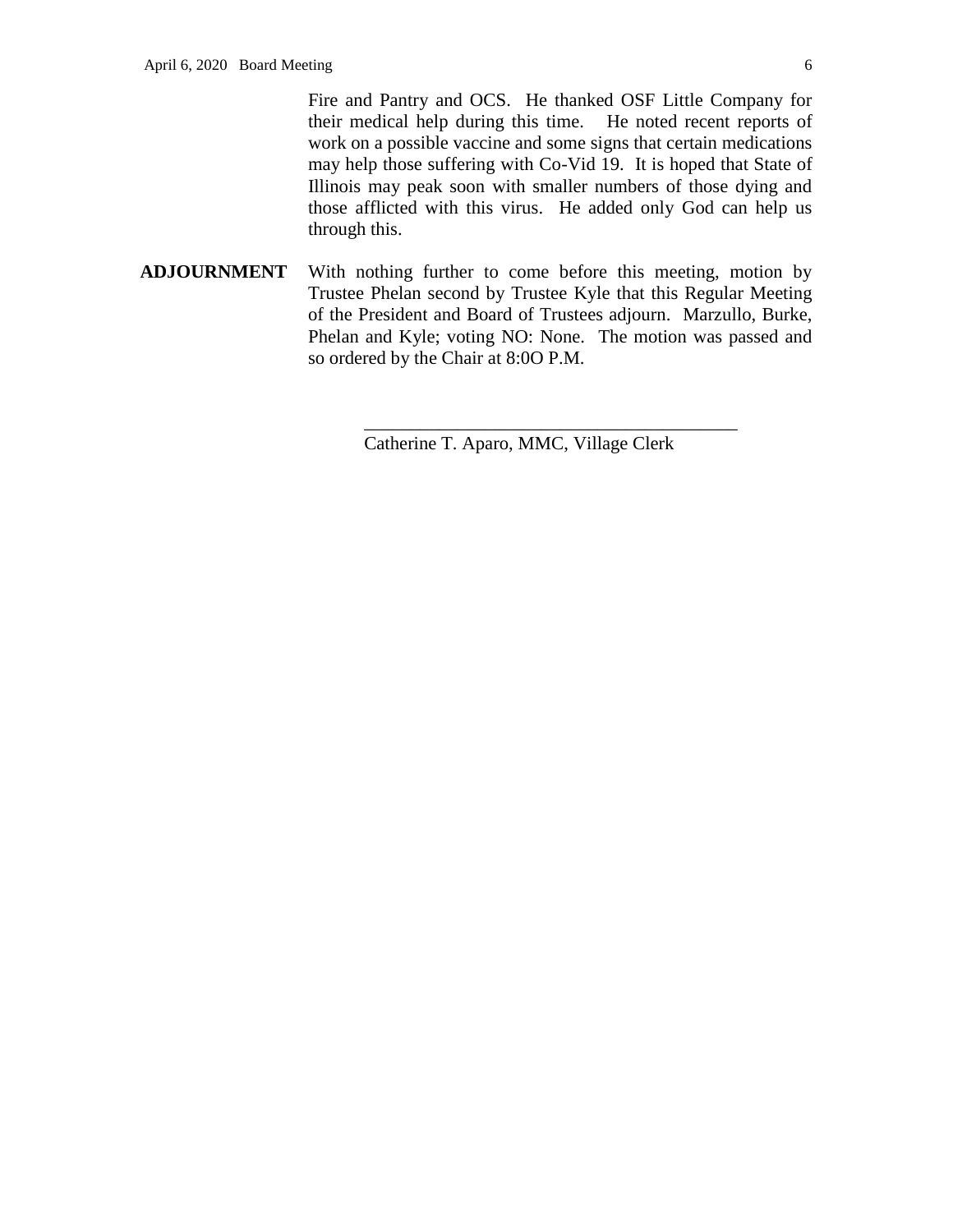Fire and Pantry and OCS. He thanked OSF Little Company for their medical help during this time. He noted recent reports of work on a possible vaccine and some signs that certain medications may help those suffering with Co-Vid 19. It is hoped that State of Illinois may peak soon with smaller numbers of those dying and those afflicted with this virus. He added only God can help us through this.

**ADJOURNMENT** With nothing further to come before this meeting, motion by Trustee Phelan second by Trustee Kyle that this Regular Meeting of the President and Board of Trustees adjourn. Marzullo, Burke, Phelan and Kyle; voting NO: None. The motion was passed and so ordered by the Chair at 8:0O P.M.

\_\_\_\_\_\_\_\_\_\_\_\_\_\_\_\_\_\_\_\_\_\_\_\_\_\_\_\_\_\_\_\_\_\_\_\_\_\_\_\_

Catherine T. Aparo, MMC, Village Clerk